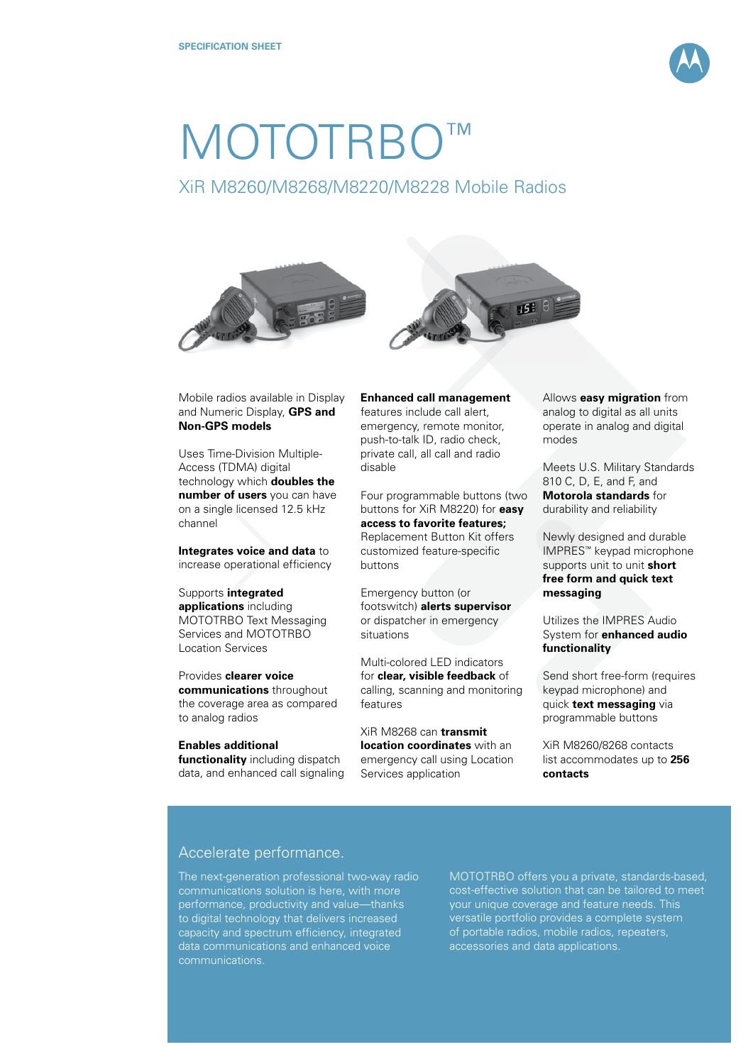SPECIFICATION SHEET

# MOTOTRBO™

## XiR M8260/M8268/M8220/M8228 Mobile Radios

Mobile radios available in Display and Numeric Display, **GPS and Non-GPS models**

Uses Time-Division Multiple-Access (TDMA) digital technology which **doubles the number of users** you can have on a single licensed 12.5 kHz channel

**Integrates voice and data** to increase operational efficiency

Supports **integrated applications** including MOTOTRBO Text Messaging Services and MOTOTRBO Location Services

Provides **clearer voice communications** throughout the coverage area as compared to analog radios

**Enables additional functionality** including dispatch data, and enhanced call signaling

**Enhanced call management** features include call alert, emergency, remote monitor, push-to-talk ID, radio check, private call, all call and radio disable

Four programmable buttons (two buttons for XiR M8220) for **easy access to favorite features;** Replacement Button Kit offers customized feature-specific buttons

Emergency button (or footswitch) **alerts supervisor** or dispatcher in emergency situations

Multi-colored LED indicators for **clear, visible feedback** of calling, scanning and monitoring features

XiR M8268 can **transmit location coordinates** with an emergency call using Location Services application

Allows **easy migration** from analog to digital as all units operate in analog and digital modes

Meets U.S. Military Standards 810 C, D, E, and F, and **Motorola standards** for durability and reliability

Newly designed and durable IMPRES™ keypad microphone supports unit to unit **short free form and quick text messaging**

Utilizes the IMPRES Audio System for **enhanced audio functionality**

Send short free-form (requires keypad microphone) and quick **text messaging** via programmable buttons

XiR M8260/8268 contacts list accommodates up to **256 contacts**

## Accelerate performance.

The next-generation professional two-way radio communications solution is here, with more performance, productivity and value—thanks to digital technology that delivers increased capacity and spectrum efficiency, integrated data communications and enhanced voice communications.

MOTOTRBO offers you a private, standards-based, cost-effective solution that can be tailored to meet your unique coverage and feature needs. This versatile portfolio provides a complete system of portable radios, mobile radios, repeaters, accessories and data applications.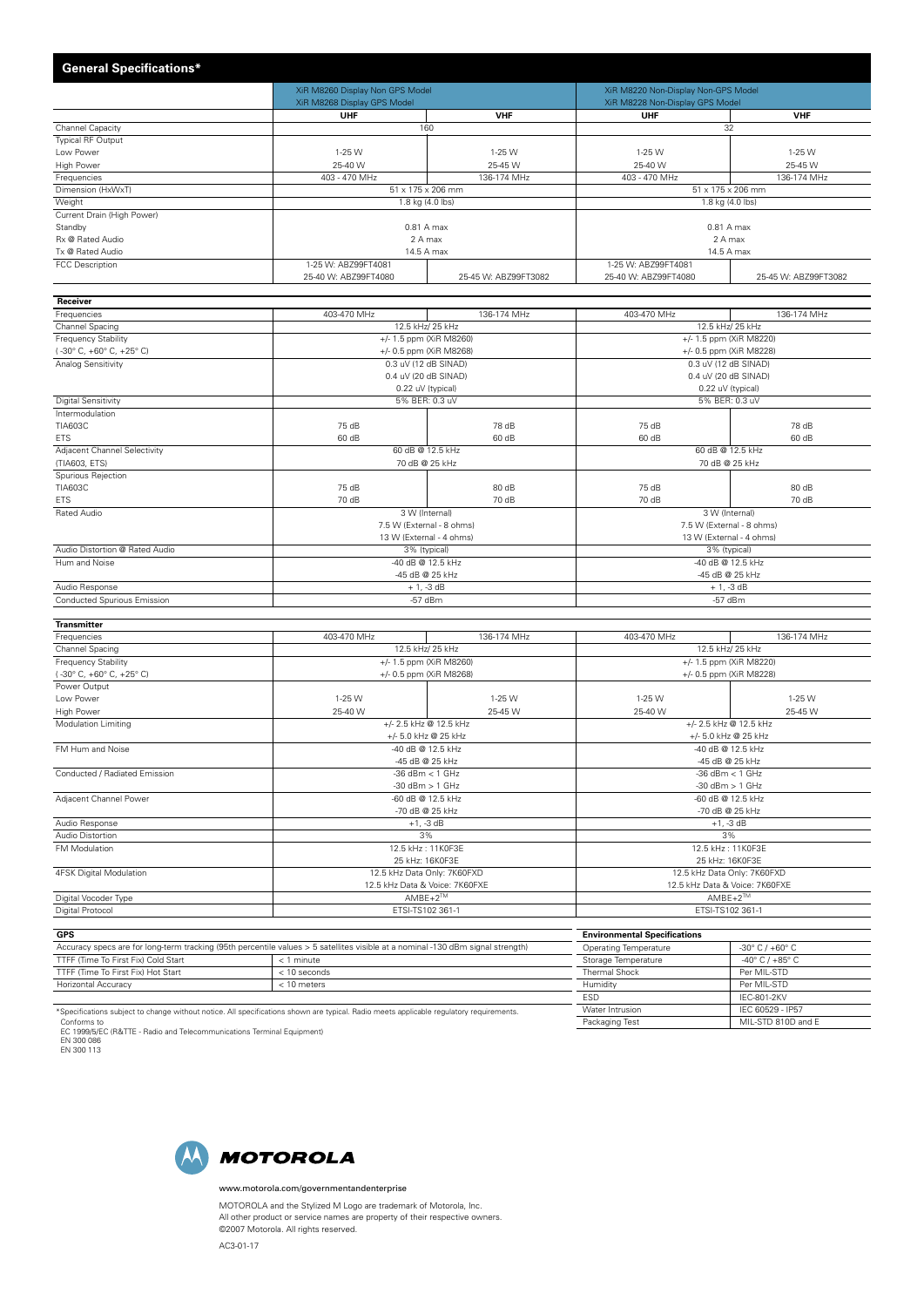## General Specifications*

| | XiR M8260 Display Non GPS Model<br>XiR M8268 Display GPS Model | | XiR M8220 Non-Display Non-GPS Model<br>XiR M8228 Non-Display GPS Model | |
|---|---|---|---|---|
| | **UHF** | **VHF** | **UHF** | **VHF** |
| Channel Capacity | 160 | | 32 | |
| Typical RF Output | | | | |
| Low Power | 1-25 W | 1-25 W | 1-25 W | 1-25 W |
| High Power | 25-40 W | 25-45 W | 25-40 W | 25-45 W |
| Frequencies | 403 - 470 MHz | 136-174 MHz | 403 - 470 MHz | 136-174 MHz |
| Dimension (HxWxT) | 51 x 175 x 206 mm | | 51 x 175 x 206 mm | |
| Weight | 1.8 kg (4.0 lbs) | | 1.8 kg (4.0 lbs) | |
| Current Drain (High Power) | | | | |
| Standby | 0.81 A max | | 0.81 A max | |
| Rx @ Rated Audio | 2 A max | | 2 A max | |
| Tx @ Rated Audio | 14.5 A max | | 14.5 A max | |
| FCC Description | 1-25 W: ABZ99FT4081<br>25-40 W: ABZ99FT4080 | 25-45 W: ABZ99FT3082 | 1-25 W: ABZ99FT4081<br>25-40 W: ABZ99FT4080 | 25-45 W: ABZ99FT3082 |

### Receiver

| | | | | |
|---|---|---|---|---|
| Frequencies | 403-470 MHz | 136-174 MHz | 403-470 MHz | 136-174 MHz |
| Channel Spacing | 12.5 kHz/ 25 kHz | | 12.5 kHz/ 25 kHz | |
| Frequency Stability<br>( -30° C, +60° C, +25° C) | +/- 1.5 ppm (XiR M8260)<br>+/- 0.5 ppm (XiR M8268) | | +/- 1.5 ppm (XiR M8220)<br>+/- 0.5 ppm (XiR M8228) | |
| Analog Sensitivity | 0.3 uV (12 dB SINAD)<br>0.4 uV (20 dB SINAD)<br>0.22 uV (typical) | | 0.3 uV (12 dB SINAD)<br>0.4 uV (20 dB SINAD)<br>0.22 uV (typical) | |
| Digital Sensitivity | 5% BER: 0.3 uV | | 5% BER: 0.3 uV | |
| Intermodulation | | | | |
| TIA603C | 75 dB | 78 dB | 75 dB | 78 dB |
| ETS | 60 dB | 60 dB | 60 dB | 60 dB |
| Adjacent Channel Selectivity<br>(TIA603, ETS) | 60 dB @ 12.5 kHz<br>70 dB @ 25 kHz | | 60 dB @ 12.5 kHz<br>70 dB @ 25 kHz | |
| Spurious Rejection | | | | |
| TIA603C | 75 dB | 80 dB | 75 dB | 80 dB |
| ETS | 70 dB | 70 dB | 70 dB | 70 dB |
| Rated Audio | 3 W (Internal)<br>7.5 W (External - 8 ohms)<br>13 W (External - 4 ohms) | | 3 W (Internal)<br>7.5 W (External - 8 ohms)<br>13 W (External - 4 ohms) | |
| Audio Distortion @ Rated Audio | 3% (typical) | | 3% (typical) | |
| Hum and Noise | -40 dB @ 12.5 kHz<br>-45 dB @ 25 kHz | | -40 dB @ 12.5 kHz<br>-45 dB @ 25 kHz | |
| Audio Response | + 1, -3 dB | | + 1, -3 dB | |
| Conducted Spurious Emission | -57 dBm | | -57 dBm | |

### Transmitter

| | | | | |
|---|---|---|---|---|
| Frequencies | 403-470 MHz | 136-174 MHz | 403-470 MHz | 136-174 MHz |
| Channel Spacing | 12.5 kHz/ 25 kHz | | 12.5 kHz/ 25 kHz | |
| Frequency Stability<br>( -30° C, +60° C, +25° C) | +/- 1.5 ppm (XiR M8260)<br>+/- 0.5 ppm (XiR M8268) | | +/- 1.5 ppm (XiR M8220)<br>+/- 0.5 ppm (XiR M8228) | |
| Power Output | | | | |
| Low Power | 1-25 W | 1-25 W | 1-25 W | 1-25 W |
| High Power | 25-40 W | 25-45 W | 25-40 W | 25-45 W |
| Modulation Limiting | +/- 2.5 kHz @ 12.5 kHz<br>+/- 5.0 kHz @ 25 kHz | | +/- 2.5 kHz @ 12.5 kHz<br>+/- 5.0 kHz @ 25 kHz | |
| FM Hum and Noise | -40 dB @ 12.5 kHz<br>-45 dB @ 25 kHz | | -40 dB @ 12.5 kHz<br>-45 dB @ 25 kHz | |
| Conducted / Radiated Emission | -36 dBm < 1 GHz<br>-30 dBm > 1 GHz | | -36 dBm < 1 GHz<br>-30 dBm > 1 GHz | |
| Adjacent Channel Power | -60 dB @ 12.5 kHz<br>-70 dB @ 25 kHz | | -60 dB @ 12.5 kHz<br>-70 dB @ 25 kHz | |
| Audio Response | +1, -3 dB | | +1, -3 dB | |
| Audio Distortion | 3% | | 3% | |
| FM Modulation | 12.5 kHz : 11K0F3E<br>25 kHz: 16K0F3E | | 12.5 kHz : 11K0F3E<br>25 kHz: 16K0F3E | |
| 4FSK Digital Modulation | 12.5 kHz Data Only: 7K60FXD<br>12.5 kHz Data & Voice: 7K60FXE | | 12.5 kHz Data Only: 7K60FXD<br>12.5 kHz Data & Voice: 7K60FXE | |
| Digital Vocoder Type | AMBE+2™ | | AMBE+2™ | |
| Digital Protocol | ETSI-TS102 361-1 | | ETSI-TS102 361-1 | |

### GPS

Accuracy specs are for long-term tracking (95th percentile values > 5 satellites visible at a nominal -130 dBm signal strength)

| | |
|---|---|
| TTFF (Time To First Fix) Cold Start | < 1 minute |
| TTFF (Time To First Fix) Hot Start | < 10 seconds |
| Horizontal Accuracy | < 10 meters |

### Environmental Specifications

| | |
|---|---|
| Operating Temperature | -30° C / +60° C |
| Storage Temperature | -40° C / +85° C |
| Thermal Shock | Per MIL-STD |
| Humidity | Per MIL-STD |
| ESD | IEC-801-2KV |
| Water Intrusion | IEC 60529 - IP57 |
| Packaging Test | MIL-STD 810D and E |

*Specifications subject to change without notice. All specifications shown are typical. Radio meets applicable regulatory requirements.

Conforms to
EC 1999/5/EC (R&TTE - Radio and Telecommunications Terminal Equipment)
EN 300 086
EN 300 113

MOTOROLA

www.motorola.com/governmentandenterprise

MOTOROLA and the Stylized M Logo are trademark of Motorola, Inc.
All other product or service names are property of their respective owners.
©2007 Motorola. All rights reserved.

AC3-01-17